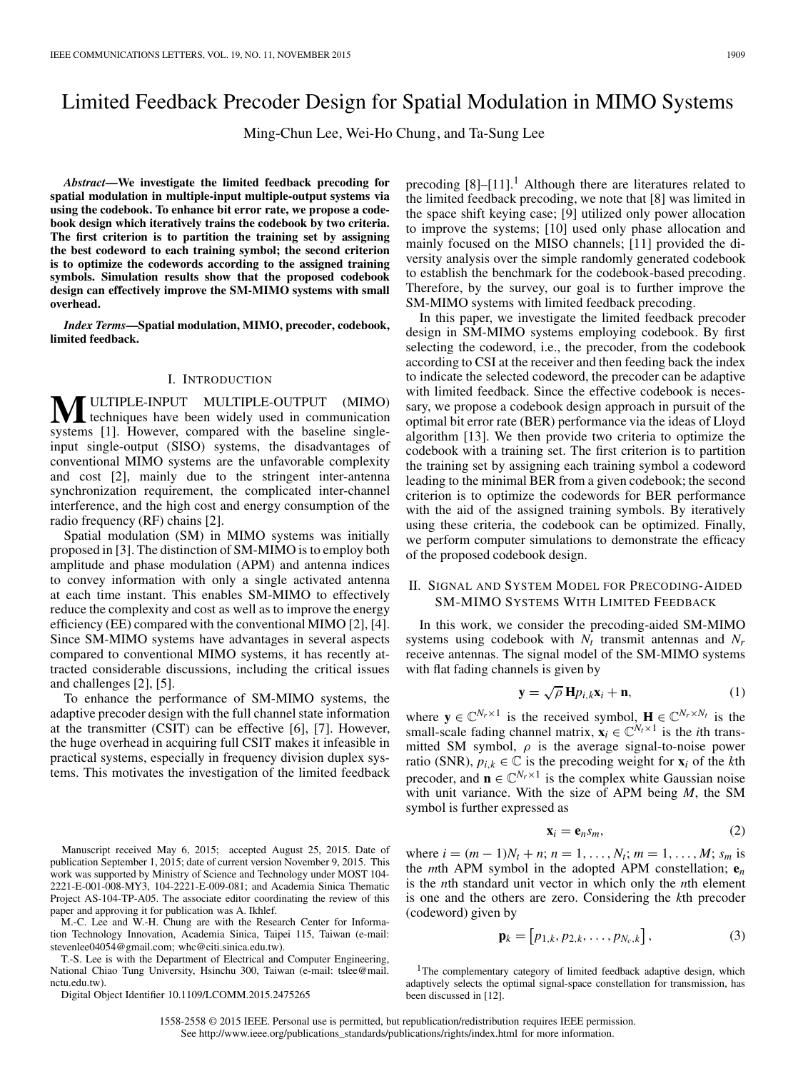# Limited Feedback Precoder Design for Spatial Modulation in MIMO Systems

Ming-Chun Lee, Wei-Ho Chung, and Ta-Sung Lee

***Abstract*—We investigate the limited feedback precoding for spatial modulation in multiple-input multiple-output systems via using the codebook. To enhance bit error rate, we propose a codebook design which iteratively trains the codebook by two criteria. The first criterion is to partition the training set by assigning the best codeword to each training symbol; the second criterion is to optimize the codewords according to the assigned training symbols. Simulation results show that the proposed codebook design can effectively improve the SM-MIMO systems with small overhead.**

***Index Terms*—Spatial modulation, MIMO, precoder, codebook, limited feedback.**

## I. Introduction

Multiple-input multiple-output (MIMO) techniques have been widely used in communication systems [1]. However, compared with the baseline single-input single-output (SISO) systems, the disadvantages of conventional MIMO systems are the unfavorable complexity and cost [2], mainly due to the stringent inter-antenna synchronization requirement, the complicated inter-channel interference, and the high cost and energy consumption of the radio frequency (RF) chains [2].

Spatial modulation (SM) in MIMO systems was initially proposed in [3]. The distinction of SM-MIMO is to employ both amplitude and phase modulation (APM) and antenna indices to convey information with only a single activated antenna at each time instant. This enables SM-MIMO to effectively reduce the complexity and cost as well as to improve the energy efficiency (EE) compared with the conventional MIMO [2], [4]. Since SM-MIMO systems have advantages in several aspects compared to conventional MIMO systems, it has recently attracted considerable discussions, including the critical issues and challenges [2], [5].

To enhance the performance of SM-MIMO systems, the adaptive precoder design with the full channel state information at the transmitter (CSIT) can be effective [6], [7]. However, the huge overhead in acquiring full CSIT makes it infeasible in practical systems, especially in frequency division duplex systems. This motivates the investigation of the limited feedback precoding [8]–[11].[1] Although there are literatures related to the limited feedback precoding, we note that [8] was limited in the space shift keying case; [9] utilized only power allocation to improve the systems; [10] used only phase allocation and mainly focused on the MISO channels; [11] provided the diversity analysis over the simple randomly generated codebook to establish the benchmark for the codebook-based precoding. Therefore, by the survey, our goal is to further improve the SM-MIMO systems with limited feedback precoding.

In this paper, we investigate the limited feedback precoder design in SM-MIMO systems employing codebook. By first selecting the codeword, i.e., the precoder, from the codebook according to CSI at the receiver and then feeding back the index to indicate the selected codeword, the precoder can be adaptive with limited feedback. Since the effective codebook is necessary, we propose a codebook design approach in pursuit of the optimal bit error rate (BER) performance via the ideas of Lloyd algorithm [13]. We then provide two criteria to optimize the codebook with a training set. The first criterion is to partition the training set by assigning each training symbol a codeword leading to the minimal BER from a given codebook; the second criterion is to optimize the codewords for BER performance with the aid of the assigned training symbols. By iteratively using these criteria, the codebook can be optimized. Finally, we perform computer simulations to demonstrate the efficacy of the proposed codebook design.

## II. Signal and System Model for Precoding-Aided SM-MIMO Systems With Limited Feedback

In this work, we consider the precoding-aided SM-MIMO systems using codebook with $N_t$ transmit antennas and $N_r$ receive antennas. The signal model of the SM-MIMO systems with flat fading channels is given by

$$\mathbf{y} = \sqrt{\rho}\,\mathbf{H} p_{i,k} \mathbf{x}_i + \mathbf{n}, \tag{1}$$

where $\mathbf{y} \in \mathbb{C}^{N_r \times 1}$ is the received symbol, $\mathbf{H} \in \mathbb{C}^{N_r \times N_t}$ is the small-scale fading channel matrix, $\mathbf{x}_i \in \mathbb{C}^{N_t \times 1}$ is the $i$th transmitted SM symbol, $\rho$ is the average signal-to-noise power ratio (SNR), $p_{i,k} \in \mathbb{C}$ is the precoding weight for $\mathbf{x}_i$ of the $k$th precoder, and $\mathbf{n} \in \mathbb{C}^{N_r \times 1}$ is the complex white Gaussian noise with unit variance. With the size of APM being $M$, the SM symbol is further expressed as

$$\mathbf{x}_i = \mathbf{e}_n s_m, \tag{2}$$

where $i = (m-1)N_t + n$; $n = 1, \ldots, N_t$; $m = 1, \ldots, M$; $s_m$ is the $m$th APM symbol in the adopted APM constellation; $\mathbf{e}_n$ is the $n$th standard unit vector in which only the $n$th element is one and the others are zero. Considering the $k$th precoder (codeword) given by

$$\mathbf{p}_k = \left[p_{1,k}, p_{2,k}, \ldots, p_{N_c,k}\right], \tag{3}$$

[1] The complementary category of limited feedback adaptive design, which adaptively selects the optimal signal-space constellation for transmission, has been discussed in [12].

Manuscript received May 6, 2015; accepted August 25, 2015. Date of publication September 1, 2015; date of current version November 9, 2015. This work was supported by Ministry of Science and Technology under MOST 104-2221-E-001-008-MY3, 104-2221-E-009-081; and Academia Sinica Thematic Project AS-104-TP-A05. The associate editor coordinating the review of this paper and approving it for publication was A. Ikhlef.

M.-C. Lee and W.-H. Chung are with the Research Center for Information Technology Innovation, Academia Sinica, Taipei 115, Taiwan (e-mail: stevenlee04054@gmail.com; whc@citi.sinica.edu.tw).

T.-S. Lee is with the Department of Electrical and Computer Engineering, National Chiao Tung University, Hsinchu 300, Taiwan (e-mail: tslee@mail.nctu.edu.tw).

Digital Object Identifier 10.1109/LCOMM.2015.2475265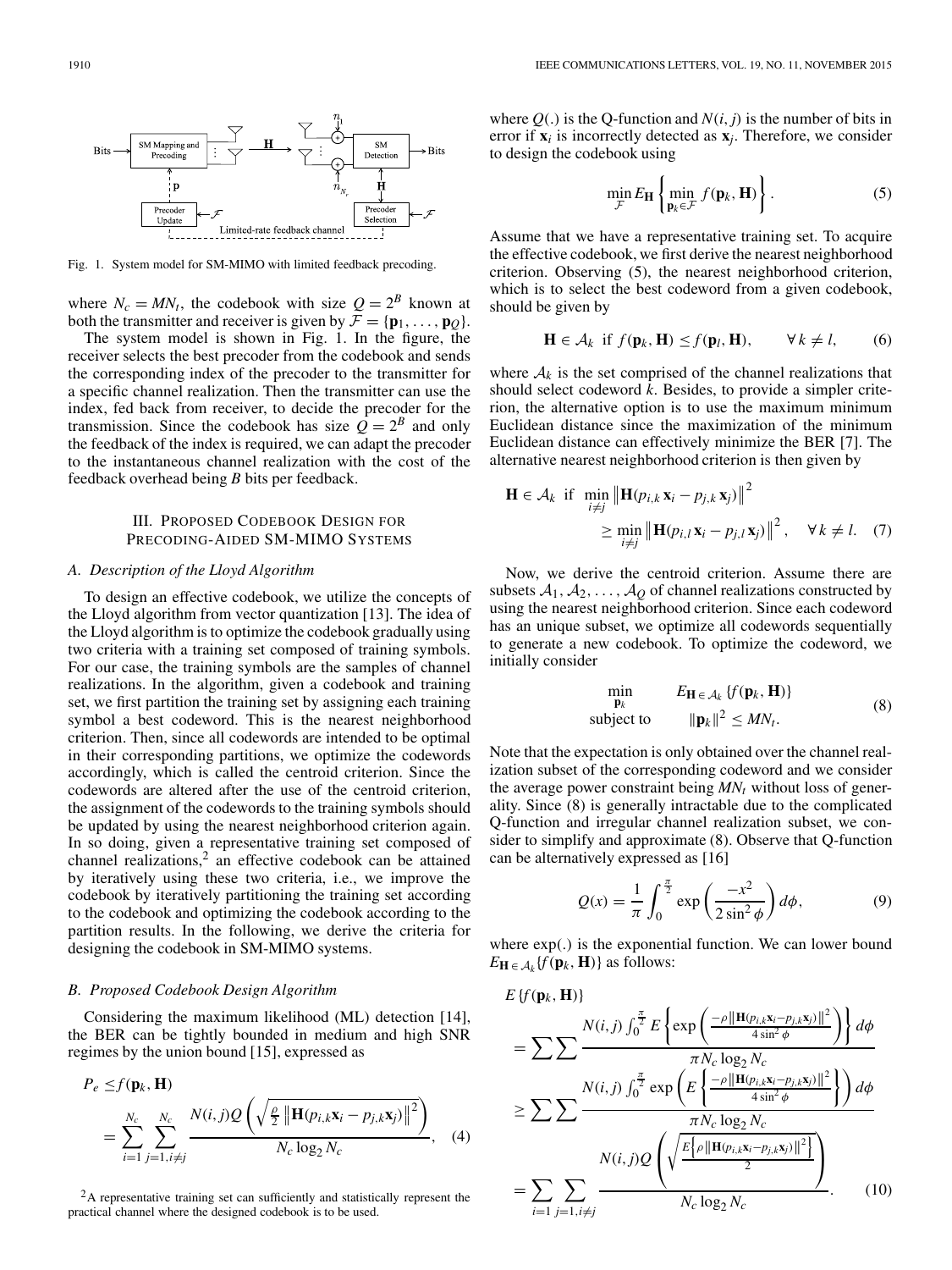Fig. 1. System model for SM-MIMO with limited feedback precoding.

where $N_c = MN_t$, the codebook with size $Q = 2^B$ known at both the transmitter and receiver is given by $\mathcal{F} = \{\mathbf{p}_1, \ldots, \mathbf{p}_Q\}$.

The system model is shown in Fig. 1. In the figure, the receiver selects the best precoder from the codebook and sends the corresponding index of the precoder to the transmitter for a specific channel realization. Then the transmitter can use the index, fed back from receiver, to decide the precoder for the transmission. Since the codebook has size $Q = 2^B$ and only the feedback of the index is required, we can adapt the precoder to the instantaneous channel realization with the cost of the feedback overhead being $B$ bits per feedback.

## III. Proposed Codebook Design for Precoding-Aided SM-MIMO Systems

### A. Description of the Lloyd Algorithm

To design an effective codebook, we utilize the concepts of the Lloyd algorithm from vector quantization [13]. The idea of the Lloyd algorithm is to optimize the codebook gradually using two criteria with a training set composed of training symbols. For our case, the training symbols are the samples of channel realizations. In the algorithm, given a codebook and training set, we first partition the training set by assigning each training symbol a best codeword. This is the nearest neighborhood criterion. Then, since all codewords are intended to be optimal in their corresponding partitions, we optimize the codewords accordingly, which is called the centroid criterion. Since the codewords are altered after the use of the centroid criterion, the assignment of the codewords to the training symbols should be updated by using the nearest neighborhood criterion again. In so doing, given a representative training set composed of channel realizations,[2] an effective codebook can be attained by iteratively using these two criteria, i.e., we improve the codebook by iteratively partitioning the training set according to the codebook and optimizing the codebook according to the partition results. In the following, we derive the criteria for designing the codebook in SM-MIMO systems.

### B. Proposed Codebook Design Algorithm

Considering the maximum likelihood (ML) detection [14], the BER can be tightly bounded in medium and high SNR regimes by the union bound [15], expressed as

$$P_e \leq f(\mathbf{p}_k, \mathbf{H}) = \sum_{i=1}^{N_c} \sum_{j=1, i\neq j}^{N_c} \frac{N(i,j) Q\left(\sqrt{\frac{\rho}{2}\left\|\mathbf{H}(p_{i,k}\mathbf{x}_i - p_{j,k}\mathbf{x}_j)\right\|^2}\right)}{N_c \log_2 N_c}, \quad (4)$$

[2] A representative training set can sufficiently and statistically represent the practical channel where the designed codebook is to be used.

where $Q(.)$ is the Q-function and $N(i,j)$ is the number of bits in error if $\mathbf{x}_i$ is incorrectly detected as $\mathbf{x}_j$. Therefore, we consider to design the codebook using

$$\min_{\mathcal{F}} E_{\mathbf{H}} \left\{ \min_{\mathbf{p}_k \in \mathcal{F}} f(\mathbf{p}_k, \mathbf{H}) \right\}. \quad (5)$$

Assume that we have a representative training set. To acquire the effective codebook, we first derive the nearest neighborhood criterion. Observing (5), the nearest neighborhood criterion, which is to select the best codeword from a given codebook, should be given by

$$\mathbf{H} \in \mathcal{A}_k \text{ if } f(\mathbf{p}_k, \mathbf{H}) \leq f(\mathbf{p}_l, \mathbf{H}), \qquad \forall k \neq l, \quad (6)$$

where $\mathcal{A}_k$ is the set comprised of the channel realizations that should select codeword $k$. Besides, to provide a simpler criterion, the alternative option is to use the maximum minimum Euclidean distance since the maximization of the minimum Euclidean distance can effectively minimize the BER [7]. The alternative nearest neighborhood criterion is then given by

$$\mathbf{H} \in \mathcal{A}_k \text{ if } \min_{i\neq j} \left\|\mathbf{H}(p_{i,k}\mathbf{x}_i - p_{j,k}\mathbf{x}_j)\right\|^2 \geq \min_{i\neq j} \left\|\mathbf{H}(p_{i,l}\mathbf{x}_i - p_{j,l}\mathbf{x}_j)\right\|^2, \quad \forall k \neq l. \quad (7)$$

Now, we derive the centroid criterion. Assume there are subsets $\mathcal{A}_1, \mathcal{A}_2, \ldots, \mathcal{A}_Q$ of channel realizations constructed by using the nearest neighborhood criterion. Since each codeword has an unique subset, we optimize all codewords sequentially to generate a new codebook. To optimize the codeword, we initially consider

$$\begin{aligned} \min_{\mathbf{p}_k} \quad & E_{\mathbf{H}\in\mathcal{A}_k} \{f(\mathbf{p}_k, \mathbf{H})\} \\ \text{subject to} \quad & \|\mathbf{p}_k\|^2 \leq MN_t. \end{aligned} \quad (8)$$

Note that the expectation is only obtained over the channel realization subset of the corresponding codeword and we consider the average power constraint being $MN_t$ without loss of generality. Since (8) is generally intractable due to the complicated Q-function and irregular channel realization subset, we consider to simplify and approximate (8). Observe that Q-function can be alternatively expressed as [16]

$$Q(x) = \frac{1}{\pi}\int_0^{\frac{\pi}{2}} \exp\left(\frac{-x^2}{2\sin^2\phi}\right) d\phi, \quad (9)$$

where exp(.) is the exponential function. We can lower bound $E_{\mathbf{H}\in\mathcal{A}_k}\{f(\mathbf{p}_k, \mathbf{H})\}$ as follows:

$$\begin{aligned} & E\{f(\mathbf{p}_k, \mathbf{H})\} \\ &= \sum\sum \frac{N(i,j)\int_0^{\frac{\pi}{2}} E\left\{\exp\left(\frac{-\rho\left\|\mathbf{H}(p_{i,k}\mathbf{x}_i - p_{j,k}\mathbf{x}_j)\right\|^2}{4\sin^2\phi}\right)\right\} d\phi}{\pi N_c \log_2 N_c} \\ &\geq \sum\sum \frac{N(i,j)\int_0^{\frac{\pi}{2}} \exp\left(E\left\{\frac{-\rho\left\|\mathbf{H}(p_{i,k}\mathbf{x}_i - p_{j,k}\mathbf{x}_j)\right\|^2}{4\sin^2\phi}\right\}\right) d\phi}{\pi N_c \log_2 N_c} \\ &= \sum_{i=1}\sum_{j=1, i\neq j} \frac{N(i,j) Q\left(\sqrt{\frac{E\left\{\rho\left\|\mathbf{H}(p_{i,k}\mathbf{x}_i - p_{j,k}\mathbf{x}_j)\right\|^2\right\}}{2}}\right)}{N_c \log_2 N_c}. \end{aligned} \quad (10)$$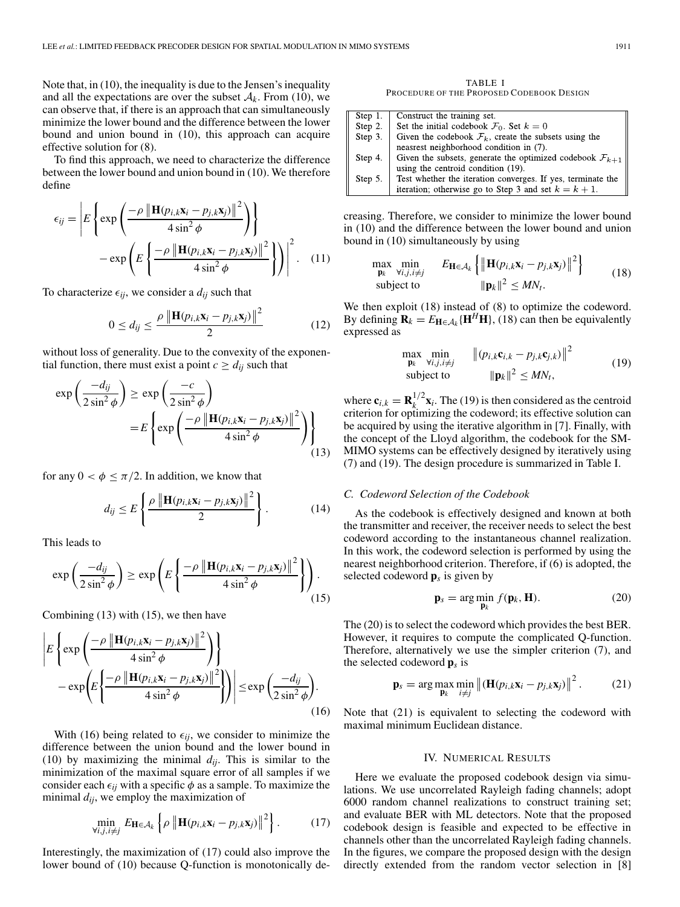Note that, in (10), the inequality is due to the Jensen's inequality and all the expectations are over the subset $\mathcal{A}_k$. From (10), we can observe that, if there is an approach that can simultaneously minimize the lower bound and the difference between the lower bound and union bound in (10), this approach can acquire effective solution for (8).

To find this approach, we need to characterize the difference between the lower bound and union bound in (10). We therefore define

$$\epsilon_{ij} = \left| E\left\{ \exp\left( \frac{-\rho \left\| \mathbf{H}(p_{i,k}\mathbf{x}_i - p_{j,k}\mathbf{x}_j) \right\|^2}{4\sin^2\phi} \right) \right\} - \exp\left( E\left\{ \frac{-\rho \left\| \mathbf{H}(p_{i,k}\mathbf{x}_i - p_{j,k}\mathbf{x}_j) \right\|^2}{4\sin^2\phi} \right\} \right) \right|^2. \quad (11)$$

To characterize $\epsilon_{ij}$, we consider a $d_{ij}$ such that

$$0 \leq d_{ij} \leq \frac{\rho \left\| \mathbf{H}(p_{i,k}\mathbf{x}_i - p_{j,k}\mathbf{x}_j) \right\|^2}{2} \quad (12)$$

without loss of generality. Due to the convexity of the exponential function, there must exist a point $c \geq d_{ij}$ such that

$$\exp\left( \frac{-d_{ij}}{2\sin^2\phi} \right) \geq \exp\left( \frac{-c}{2\sin^2\phi} \right) = E\left\{ \exp\left( \frac{-\rho \left\| \mathbf{H}(p_{i,k}\mathbf{x}_i - p_{j,k}\mathbf{x}_j) \right\|^2}{4\sin^2\phi} \right) \right\} \quad (13)$$

for any $0 < \phi \leq \pi/2$. In addition, we know that

$$d_{ij} \leq E\left\{ \frac{\rho \left\| \mathbf{H}(p_{i,k}\mathbf{x}_i - p_{j,k}\mathbf{x}_j) \right\|^2}{2} \right\}. \quad (14)$$

This leads to

$$\exp\left( \frac{-d_{ij}}{2\sin^2\phi} \right) \geq \exp\left( E\left\{ \frac{-\rho \left\| \mathbf{H}(p_{i,k}\mathbf{x}_i - p_{j,k}\mathbf{x}_j) \right\|^2}{4\sin^2\phi} \right\} \right). \quad (15)$$

Combining (13) with (15), we then have

$$\left| E\left\{ \exp\left( \frac{-\rho \left\| \mathbf{H}(p_{i,k}\mathbf{x}_i - p_{j,k}\mathbf{x}_j) \right\|^2}{4\sin^2\phi} \right) \right\} - \exp\left( E\left\{ \frac{-\rho \left\| \mathbf{H}(p_{i,k}\mathbf{x}_i - p_{j,k}\mathbf{x}_j) \right\|^2}{4\sin^2\phi} \right\} \right) \right| \leq \exp\left( \frac{-d_{ij}}{2\sin^2\phi} \right). \quad (16)$$

With (16) being related to $\epsilon_{ij}$, we consider to minimize the difference between the union bound and the lower bound in (10) by maximizing the minimal $d_{ij}$. This is similar to the minimization of the maximal square error of all samples if we consider each $\epsilon_{ij}$ with a specific $\phi$ as a sample. To maximize the minimal $d_{ij}$, we employ the maximization of

$$\min_{\forall i,j,i \neq j} E_{\mathbf{H} \in \mathcal{A}_k} \left\{ \rho \left\| \mathbf{H}(p_{i,k}\mathbf{x}_i - p_{j,k}\mathbf{x}_j) \right\|^2 \right\}. \quad (17)$$

Interestingly, the maximization of (17) could also improve the lower bound of (10) because Q-function is monotonically decreasing. Therefore, we consider to minimize the lower bound in (10) and the difference between the lower bound and union bound in (10) simultaneously by using

$$\begin{array}{ll} \max\limits_{\mathbf{p}_k} \min\limits_{\forall i,j,i \neq j} & E_{\mathbf{H} \in \mathcal{A}_k} \left\{ \left\| \mathbf{H}(p_{i,k}\mathbf{x}_i - p_{j,k}\mathbf{x}_j) \right\|^2 \right\} \\ \text{subject to} & \|\mathbf{p}_k\|^2 \leq MN_t. \end{array} \quad (18)$$

We then exploit (18) instead of (8) to optimize the codeword. By defining $\mathbf{R}_k = E_{\mathbf{H} \in \mathcal{A}_k}\{\mathbf{H}^H\mathbf{H}\}$, (18) can then be equivalently expressed as

$$\begin{array}{ll} \max\limits_{\mathbf{p}_k} \min\limits_{\forall i,j,i \neq j} & \left\| (p_{i,k}\mathbf{c}_{i,k} - p_{j,k}\mathbf{c}_{j,k}) \right\|^2 \\ \text{subject to} & \|\mathbf{p}_k\|^2 \leq MN_t, \end{array} \quad (19)$$

where $\mathbf{c}_{i,k} = \mathbf{R}_k^{1/2}\mathbf{x}_i$. The (19) is then considered as the centroid criterion for optimizing the codeword; its effective solution can be acquired by using the iterative algorithm in [7]. Finally, with the concept of the Lloyd algorithm, the codebook for the SM-MIMO systems can be effectively designed by iteratively using (7) and (19). The design procedure is summarized in Table I.

TABLE I
PROCEDURE OF THE PROPOSED CODEBOOK DESIGN

| | |
|---|---|
| Step 1. | Construct the training set. |
| Step 2. | Set the initial codebook $\mathcal{F}_0$. Set $k = 0$ |
| Step 3. | Given the codebook $\mathcal{F}_k$, create the subsets using the neasrest neighborhood condition in (7). |
| Step 4. | Given the subsets, generate the optimized codebook $\mathcal{F}_{k+1}$ using the centroid condition (19). |
| Step 5. | Test whether the iteration converges. If yes, terminate the iteration; otherwise go to Step 3 and set $k = k + 1$. |

### C. Codeword Selection of the Codebook

As the codebook is effectively designed and known at both the transmitter and receiver, the receiver needs to select the best codeword according to the instantaneous channel realization. In this work, the codeword selection is performed by using the nearest neighborhood criterion. Therefore, if (6) is adopted, the selected codeword $\mathbf{p}_s$ is given by

$$\mathbf{p}_s = \arg\min_{\mathbf{p}_k} f(\mathbf{p}_k, \mathbf{H}). \quad (20)$$

The (20) is to select the codeword which provides the best BER. However, it requires to compute the complicated Q-function. Therefore, alternatively we use the simpler criterion (7), and the selected codeword $\mathbf{p}_s$ is

$$\mathbf{p}_s = \arg\max_{\mathbf{p}_k} \min_{i \neq j} \left\| (\mathbf{H}(p_{i,k}\mathbf{x}_i - p_{j,k}\mathbf{x}_j) \right\|^2. \quad (21)$$

Note that (21) is equivalent to selecting the codeword with maximal minimum Euclidean distance.

## IV. Numerical Results

Here we evaluate the proposed codebook design via simulations. We use uncorrelated Rayleigh fading channels; adopt 6000 random channel realizations to construct training set; and evaluate BER with ML detectors. Note that the proposed codebook design is feasible and expected to be effective in channels other than the uncorrelated Rayleigh fading channels. In the figures, we compare the proposed design with the design directly extended from the random vector selection in [8]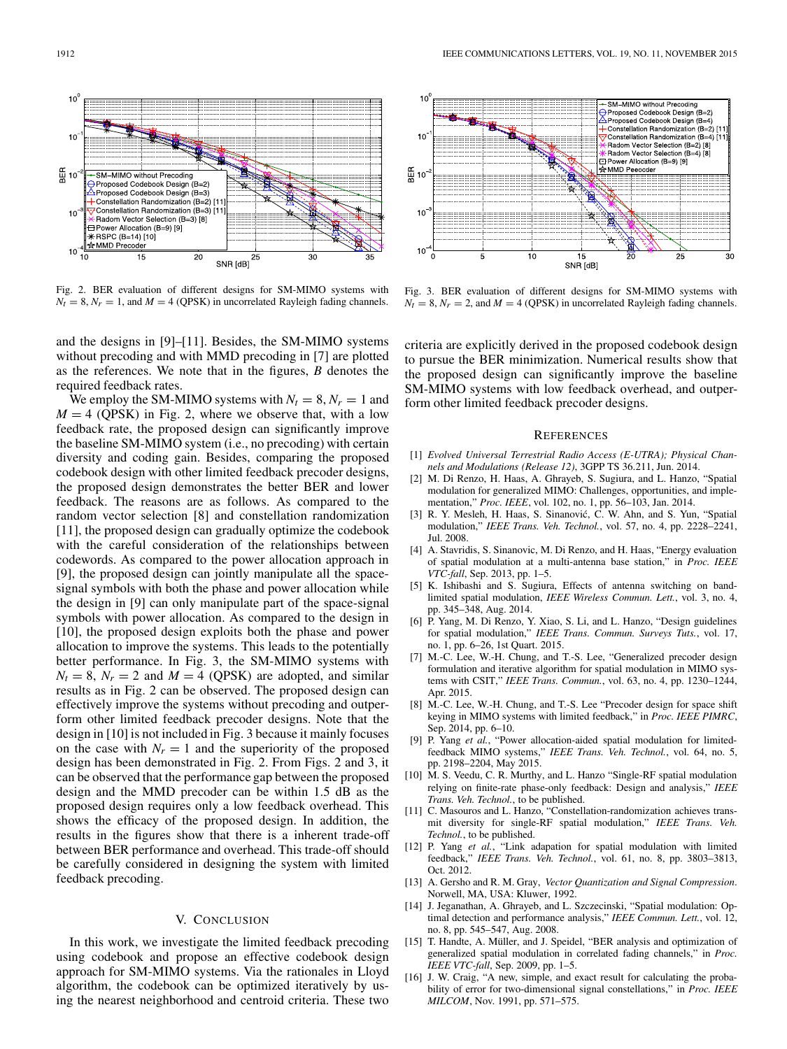10^0
10^-1
10^-2
10^-3
10^-4
BER
10 15 20 25 30 35
SNR [dB]
SM–MIMO without Precoding
Proposed Codebook Design (B=2)
Proposed Codebook Design (B=3)
Constellation Randomization (B=2) [11]
Constellation Randomization (B=3) [11]
Radom Vector Selection (B=3) [8]
Power Allocation (B=9) [9]
RSPC (B=14) [10]
MMD Precoder

Fig. 2. BER evaluation of different designs for SM-MIMO systems with $N_t = 8, N_r = 1$, and $M = 4$ (QPSK) in uncorrelated Rayleigh fading channels.

10^0
10^-1
10^-2
10^-3
10^-4
BER
0 5 10 15 20 25 30
SNR [dB]
SM–MIMO without Precoding
Proposed Codebook Design (B=2)
Proposed Codebook Design (B=4)
Constellation Randomization (B=2) [11]
Constellation Randomization (B=4) [11]
Radom Vector Selection (B=2) [8]
Radom Vector Selection (B=4) [8]
Power Allocation (B=9) [9]
MMD Peeocder

Fig. 3. BER evaluation of different designs for SM-MIMO systems with $N_t = 8, N_r = 2$, and $M = 4$ (QPSK) in uncorrelated Rayleigh fading channels.

and the designs in [9]–[11]. Besides, the SM-MIMO systems without precoding and with MMD precoding in [7] are plotted as the references. We note that in the figures, $B$ denotes the required feedback rates.

We employ the SM-MIMO systems with $N_t = 8, N_r = 1$ and $M = 4$ (QPSK) in Fig. 2, where we observe that, with a low feedback rate, the proposed design can significantly improve the baseline SM-MIMO system (i.e., no precoding) with certain diversity and coding gain. Besides, comparing the proposed codebook design with other limited feedback precoder designs, the proposed design demonstrates the better BER and lower feedback. The reasons are as follows. As compared to the random vector selection [8] and constellation randomization [11], the proposed design can gradually optimize the codebook with the careful consideration of the relationships between codewords. As compared to the power allocation approach in [9], the proposed design can jointly manipulate all the space-signal symbols with both the phase and power allocation while the design in [9] can only manipulate part of the space-signal symbols with power allocation. As compared to the design in [10], the proposed design exploits both the phase and power allocation to improve the systems. This leads to the potentially better performance. In Fig. 3, the SM-MIMO systems with $N_t = 8$, $N_r = 2$ and $M = 4$ (QPSK) are adopted, and similar results as in Fig. 2 can be observed. The proposed design can effectively improve the systems without precoding and outperform other limited feedback precoder designs. Note that the design in [10] is not included in Fig. 3 because it mainly focuses on the case with $N_r = 1$ and the superiority of the proposed design has been demonstrated in Fig. 2. From Figs. 2 and 3, it can be observed that the performance gap between the proposed design and the MMD precoder can be within 1.5 dB as the proposed design requires only a low feedback overhead. This shows the efficacy of the proposed design. In addition, the results in the figures show that there is a inherent trade-off between BER performance and overhead. This trade-off should be carefully considered in designing the system with limited feedback precoding.

## V. Conclusion

In this work, we investigate the limited feedback precoding using codebook and propose an effective codebook design approach for SM-MIMO systems. Via the rationales in Lloyd algorithm, the codebook can be optimized iteratively by using the nearest neighborhood and centroid criteria. These two criteria are explicitly derived in the proposed codebook design to pursue the BER minimization. Numerical results show that the proposed design can significantly improve the baseline SM-MIMO systems with low feedback overhead, and outperform other limited feedback precoder designs.

## References

[1] *Evolved Universal Terrestrial Radio Access (E-UTRA); Physical Channels and Modulations (Release 12)*, 3GPP TS 36.211, Jun. 2014.

[2] M. Di Renzo, H. Haas, A. Ghrayeb, S. Sugiura, and L. Hanzo, "Spatial modulation for generalized MIMO: Challenges, opportunities, and implementation," *Proc. IEEE*, vol. 102, no. 1, pp. 56–103, Jan. 2014.

[3] R. Y. Mesleh, H. Haas, S. Sinanović, C. W. Ahn, and S. Yun, "Spatial modulation," *IEEE Trans. Veh. Technol.*, vol. 57, no. 4, pp. 2228–2241, Jul. 2008.

[4] A. Stavridis, S. Sinanovic, M. Di Renzo, and H. Haas, "Energy evaluation of spatial modulation at a multi-antenna base station," in *Proc. IEEE VTC-fall*, Sep. 2013, pp. 1–5.

[5] K. Ishibashi and S. Sugiura, Effects of antenna switching on band-limited spatial modulation, *IEEE Wireless Commun. Lett.*, vol. 3, no. 4, pp. 345–348, Aug. 2014.

[6] P. Yang, M. Di Renzo, Y. Xiao, S. Li, and L. Hanzo, "Design guidelines for spatial modulation," *IEEE Trans. Commun. Surveys Tuts.*, vol. 17, no. 1, pp. 6–26, 1st Quart. 2015.

[7] M.-C. Lee, W.-H. Chung, and T.-S. Lee, "Generalized precoder design formulation and iterative algorithm for spatial modulation in MIMO systems with CSIT," *IEEE Trans. Commun.*, vol. 63, no. 4, pp. 1230–1244, Apr. 2015.

[8] M.-C. Lee, W.-H. Chung, and T.-S. Lee "Precoder design for space shift keying in MIMO systems with limited feedback," in *Proc. IEEE PIMRC*, Sep. 2014, pp. 6–10.

[9] P. Yang *et al.*, "Power allocation-aided spatial modulation for limited-feedback MIMO systems," *IEEE Trans. Veh. Technol.*, vol. 64, no. 5, pp. 2198–2204, May 2015.

[10] M. S. Veedu, C. R. Murthy, and L. Hanzo "Single-RF spatial modulation relying on finite-rate phase-only feedback: Design and analysis," *IEEE Trans. Veh. Technol.*, to be published.

[11] C. Masouros and L. Hanzo, "Constellation-randomization achieves transmit diversity for single-RF spatial modulation," *IEEE Trans. Veh. Technol.*, to be published.

[12] P. Yang *et al.*, "Link adapation for spatial modulation with limited feedback," *IEEE Trans. Veh. Technol.*, vol. 61, no. 8, pp. 3803–3813, Oct. 2012.

[13] A. Gersho and R. M. Gray, *Vector Quantization and Signal Compression*. Norwell, MA, USA: Kluwer, 1992.

[14] J. Jeganathan, A. Ghrayeb, and L. Szczecinski, "Spatial modulation: Optimal detection and performance analysis," *IEEE Commun. Lett.*, vol. 12, no. 8, pp. 545–547, Aug. 2008.

[15] T. Handte, A. Müller, and J. Speidel, "BER analysis and optimization of generalized spatial modulation in correlated fading channels," in *Proc. IEEE VTC-fall*, Sep. 2009, pp. 1–5.

[16] J. W. Craig, "A new, simple, and exact result for calculating the probability of error for two-dimensional signal constellations," in *Proc. IEEE MILCOM*, Nov. 1991, pp. 571–575.